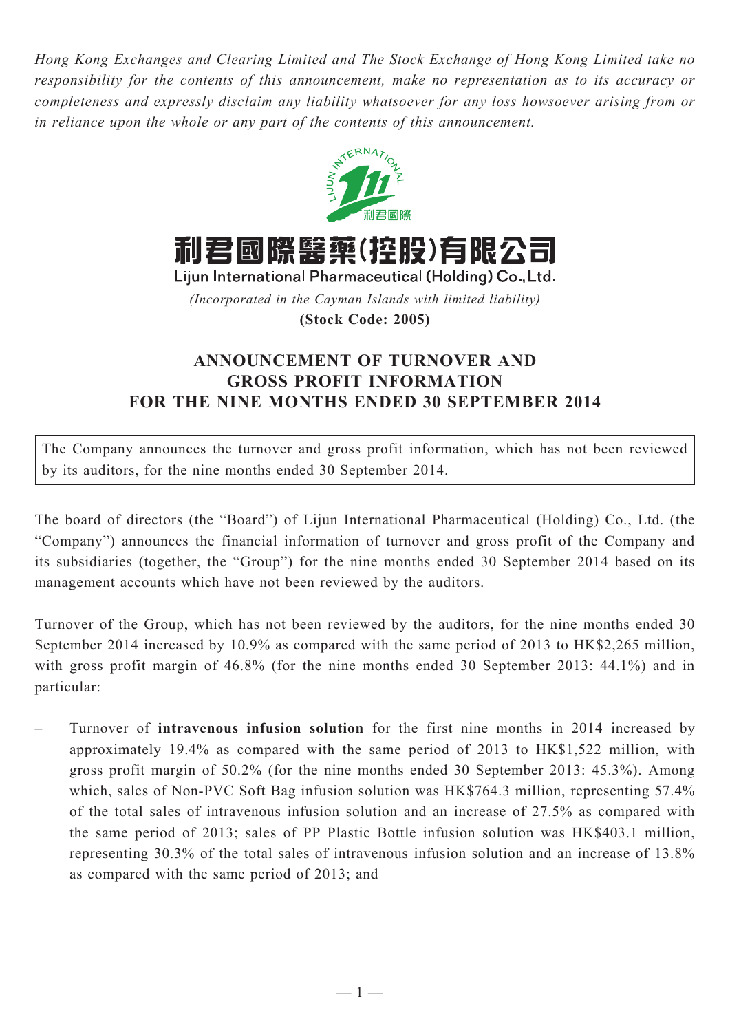*Hong Kong Exchanges and Clearing Limited and The Stock Exchange of Hong Kong Limited take no responsibility for the contents of this announcement, make no representation as to its accuracy or completeness and expressly disclaim any liability whatsoever for any loss howsoever arising from or in reliance upon the whole or any part of the contents of this announcement.*

# 利君國際醫藥(控股)有限公司

**Lijun International Pharmaceutical (Holding) Co., Ltd.**

*(Incorporated in the Cayman Islands with limited liability)*

**(Stock Code: 2005)**

## ANNOUNCEMENT OF TURNOVER AND GROSS PROFIT INFORMATION FOR THE NINE MONTHS ENDED 30 SEPTEMBER 2014

The Company announces the turnover and gross profit information, which has not been reviewed by its auditors, for the nine months ended 30 September 2014.

The board of directors (the "Board") of Lijun International Pharmaceutical (Holding) Co., Ltd. (the "Company") announces the financial information of turnover and gross profit of the Company and its subsidiaries (together, the "Group") for the nine months ended 30 September 2014 based on its management accounts which have not been reviewed by the auditors.

Turnover of the Group, which has not been reviewed by the auditors, for the nine months ended 30 September 2014 increased by 10.9% as compared with the same period of 2013 to HK$2,265 million, with gross profit margin of 46.8% (for the nine months ended 30 September 2013: 44.1%) and in particular:

– Turnover of **intravenous infusion solution** for the first nine months in 2014 increased by approximately 19.4% as compared with the same period of 2013 to HK$1,522 million, with gross profit margin of 50.2% (for the nine months ended 30 September 2013: 45.3%). Among which, sales of Non-PVC Soft Bag infusion solution was HK$764.3 million, representing 57.4% of the total sales of intravenous infusion solution and an increase of 27.5% as compared with the same period of 2013; sales of PP Plastic Bottle infusion solution was HK$403.1 million, representing 30.3% of the total sales of intravenous infusion solution and an increase of 13.8% as compared with the same period of 2013; and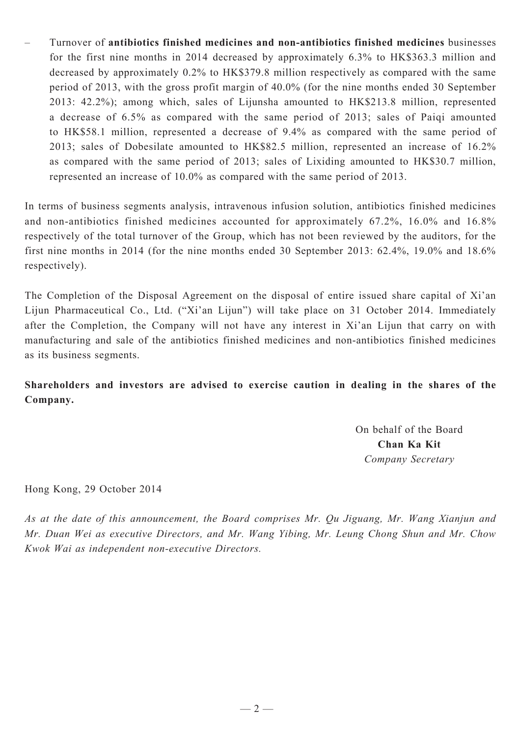– Turnover of **antibiotics finished medicines and non-antibiotics finished medicines** businesses for the first nine months in 2014 decreased by approximately 6.3% to HK$363.3 million and decreased by approximately 0.2% to HK$379.8 million respectively as compared with the same period of 2013, with the gross profit margin of 40.0% (for the nine months ended 30 September 2013: 42.2%); among which, sales of Lijunsha amounted to HK$213.8 million, represented a decrease of 6.5% as compared with the same period of 2013; sales of Paiqi amounted to HK$58.1 million, represented a decrease of 9.4% as compared with the same period of 2013; sales of Dobesilate amounted to HK$82.5 million, represented an increase of 16.2% as compared with the same period of 2013; sales of Lixiding amounted to HK$30.7 million, represented an increase of 10.0% as compared with the same period of 2013.

In terms of business segments analysis, intravenous infusion solution, antibiotics finished medicines and non-antibiotics finished medicines accounted for approximately 67.2%, 16.0% and 16.8% respectively of the total turnover of the Group, which has not been reviewed by the auditors, for the first nine months in 2014 (for the nine months ended 30 September 2013: 62.4%, 19.0% and 18.6% respectively).

The Completion of the Disposal Agreement on the disposal of entire issued share capital of Xi'an Lijun Pharmaceutical Co., Ltd. ("Xi'an Lijun") will take place on 31 October 2014. Immediately after the Completion, the Company will not have any interest in Xi'an Lijun that carry on with manufacturing and sale of the antibiotics finished medicines and non-antibiotics finished medicines as its business segments.

**Shareholders and investors are advised to exercise caution in dealing in the shares of the Company.**

On behalf of the Board
**Chan Ka Kit**
*Company Secretary*

Hong Kong, 29 October 2014

*As at the date of this announcement, the Board comprises Mr. Qu Jiguang, Mr. Wang Xianjun and Mr. Duan Wei as executive Directors, and Mr. Wang Yibing, Mr. Leung Chong Shun and Mr. Chow Kwok Wai as independent non-executive Directors.*